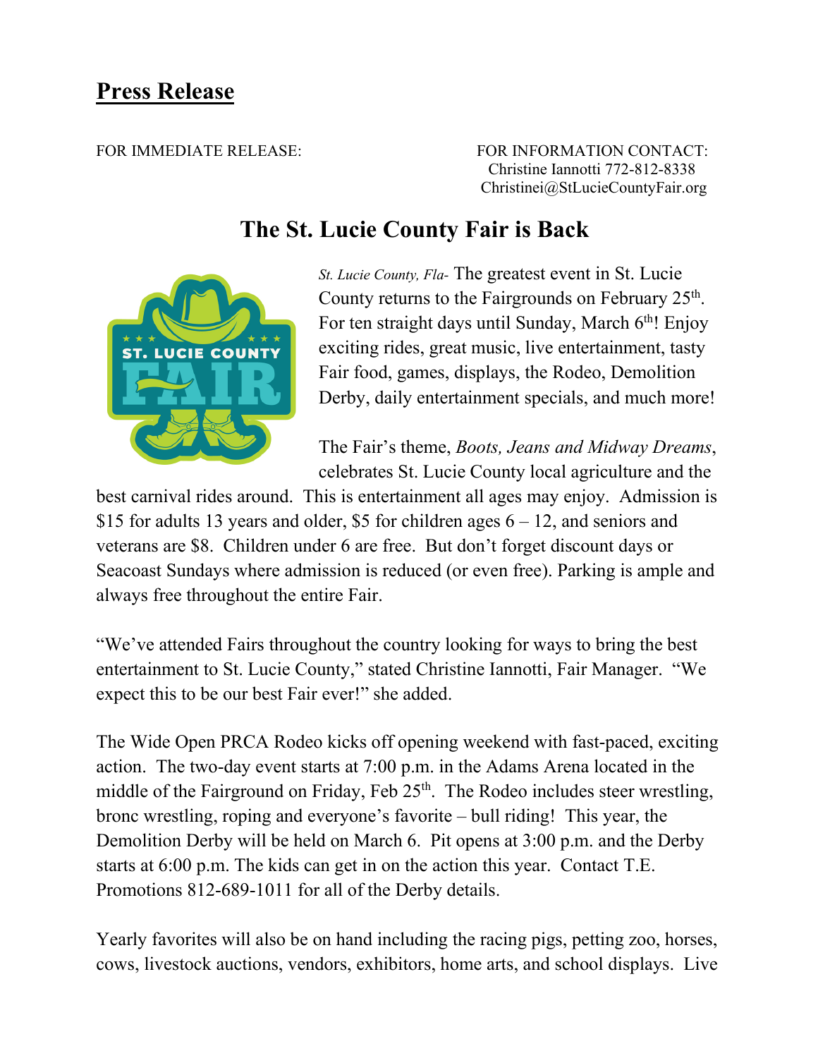# Press Release

FOR IMMEDIATE RELEASE:

FOR INFORMATION CONTACT:
Christine Iannotti 772-812-8338
Christinei@StLucieCountyFair.org

## The St. Lucie County Fair is Back

*St. Lucie County, Fla-* The greatest event in St. Lucie County returns to the Fairgrounds on February 25th. For ten straight days until Sunday, March 6th! Enjoy exciting rides, great music, live entertainment, tasty Fair food, games, displays, the Rodeo, Demolition Derby, daily entertainment specials, and much more!

The Fair's theme, *Boots, Jeans and Midway Dreams*, celebrates St. Lucie County local agriculture and the best carnival rides around. This is entertainment all ages may enjoy. Admission is $15 for adults 13 years and older, $5 for children ages 6 – 12, and seniors and veterans are $8. Children under 6 are free. But don't forget discount days or Seacoast Sundays where admission is reduced (or even free). Parking is ample and always free throughout the entire Fair.

"We've attended Fairs throughout the country looking for ways to bring the best entertainment to St. Lucie County," stated Christine Iannotti, Fair Manager. "We expect this to be our best Fair ever!" she added.

The Wide Open PRCA Rodeo kicks off opening weekend with fast-paced, exciting action. The two-day event starts at 7:00 p.m. in the Adams Arena located in the middle of the Fairground on Friday, Feb 25th. The Rodeo includes steer wrestling, bronc wrestling, roping and everyone's favorite – bull riding! This year, the Demolition Derby will be held on March 6. Pit opens at 3:00 p.m. and the Derby starts at 6:00 p.m. The kids can get in on the action this year. Contact T.E. Promotions 812-689-1011 for all of the Derby details.

Yearly favorites will also be on hand including the racing pigs, petting zoo, horses, cows, livestock auctions, vendors, exhibitors, home arts, and school displays. Live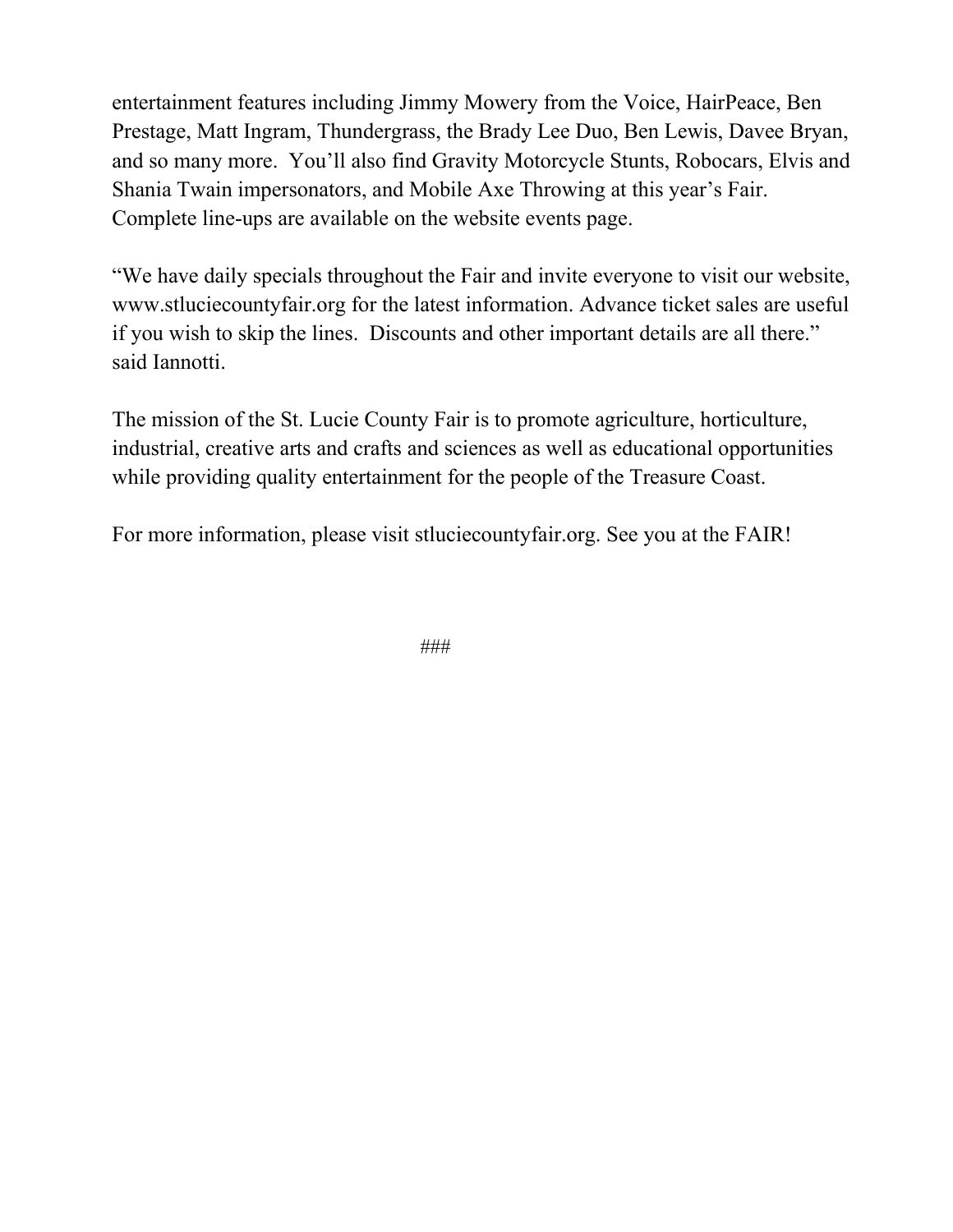entertainment features including Jimmy Mowery from the Voice, HairPeace, Ben Prestage, Matt Ingram, Thundergrass, the Brady Lee Duo, Ben Lewis, Davee Bryan, and so many more. You'll also find Gravity Motorcycle Stunts, Robocars, Elvis and Shania Twain impersonators, and Mobile Axe Throwing at this year's Fair. Complete line-ups are available on the website events page.

"We have daily specials throughout the Fair and invite everyone to visit our website, www.stluciecountyfair.org for the latest information. Advance ticket sales are useful if you wish to skip the lines. Discounts and other important details are all there." said Iannotti.

The mission of the St. Lucie County Fair is to promote agriculture, horticulture, industrial, creative arts and crafts and sciences as well as educational opportunities while providing quality entertainment for the people of the Treasure Coast.

For more information, please visit stluciecountyfair.org. See you at the FAIR!

###